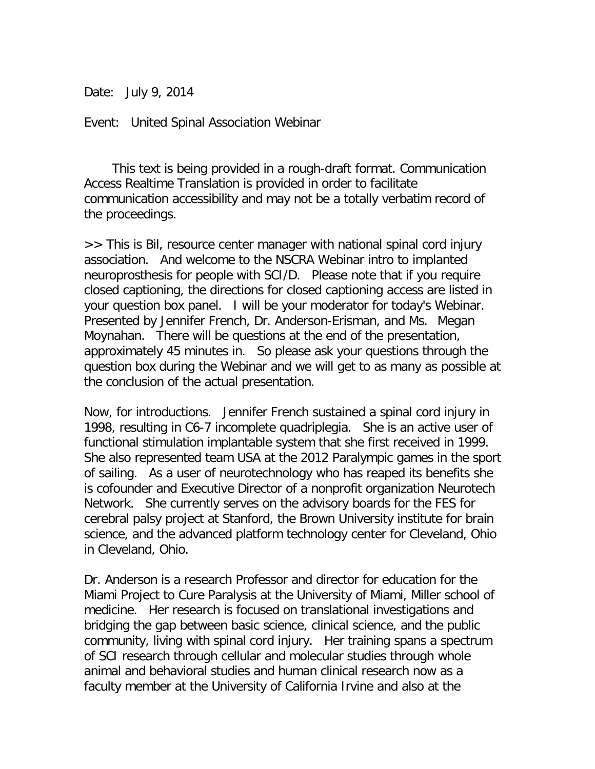Date: July 9, 2014

Event: United Spinal Association Webinar

This text is being provided in a rough-draft format. Communication Access Realtime Translation is provided in order to facilitate communication accessibility and may not be a totally verbatim record of the proceedings.

>> This is Bil, resource center manager with national spinal cord injury association. And welcome to the NSCRA Webinar intro to implanted neuroprosthesis for people with SCI/D. Please note that if you require closed captioning, the directions for closed captioning access are listed in your question box panel. I will be your moderator for today's Webinar. Presented by Jennifer French, Dr. Anderson-Erisman, and Ms. Megan Moynahan. There will be questions at the end of the presentation, approximately 45 minutes in. So please ask your questions through the question box during the Webinar and we will get to as many as possible at the conclusion of the actual presentation.

Now, for introductions. Jennifer French sustained a spinal cord injury in 1998, resulting in C6-7 incomplete quadriplegia. She is an active user of functional stimulation implantable system that she first received in 1999. She also represented team USA at the 2012 Paralympic games in the sport of sailing. As a user of neurotechnology who has reaped its benefits she is cofounder and Executive Director of a nonprofit organization Neurotech Network. She currently serves on the advisory boards for the FES for cerebral palsy project at Stanford, the Brown University institute for brain science, and the advanced platform technology center for Cleveland, Ohio in Cleveland, Ohio.

Dr. Anderson is a research Professor and director for education for the Miami Project to Cure Paralysis at the University of Miami, Miller school of medicine. Her research is focused on translational investigations and bridging the gap between basic science, clinical science, and the public community, living with spinal cord injury. Her training spans a spectrum of SCI research through cellular and molecular studies through whole animal and behavioral studies and human clinical research now as a faculty member at the University of California Irvine and also at the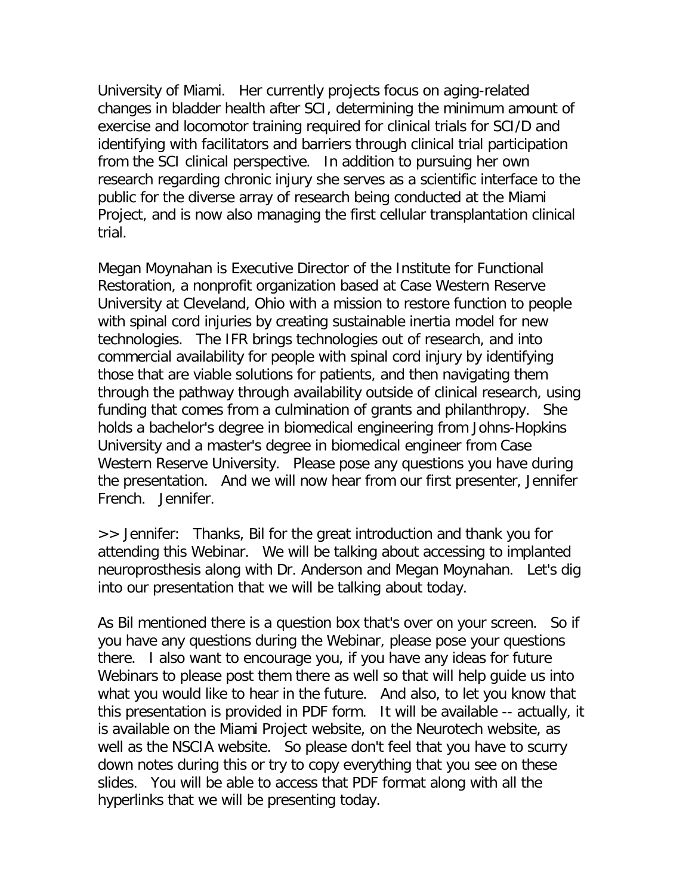University of Miami. Her currently projects focus on aging-related changes in bladder health after SCI, determining the minimum amount of exercise and locomotor training required for clinical trials for SCI/D and identifying with facilitators and barriers through clinical trial participation from the SCI clinical perspective. In addition to pursuing her own research regarding chronic injury she serves as a scientific interface to the public for the diverse array of research being conducted at the Miami Project, and is now also managing the first cellular transplantation clinical trial.

Megan Moynahan is Executive Director of the Institute for Functional Restoration, a nonprofit organization based at Case Western Reserve University at Cleveland, Ohio with a mission to restore function to people with spinal cord injuries by creating sustainable inertia model for new technologies. The IFR brings technologies out of research, and into commercial availability for people with spinal cord injury by identifying those that are viable solutions for patients, and then navigating them through the pathway through availability outside of clinical research, using funding that comes from a culmination of grants and philanthropy. She holds a bachelor's degree in biomedical engineering from Johns-Hopkins University and a master's degree in biomedical engineer from Case Western Reserve University. Please pose any questions you have during the presentation. And we will now hear from our first presenter, Jennifer French. Jennifer.

>> Jennifer: Thanks, Bil for the great introduction and thank you for attending this Webinar. We will be talking about accessing to implanted neuroprosthesis along with Dr. Anderson and Megan Moynahan. Let's dig into our presentation that we will be talking about today.

As Bil mentioned there is a question box that's over on your screen. So if you have any questions during the Webinar, please pose your questions there. I also want to encourage you, if you have any ideas for future Webinars to please post them there as well so that will help guide us into what you would like to hear in the future. And also, to let you know that this presentation is provided in PDF form. It will be available -- actually, it is available on the Miami Project website, on the Neurotech website, as well as the NSCIA website. So please don't feel that you have to scurry down notes during this or try to copy everything that you see on these slides. You will be able to access that PDF format along with all the hyperlinks that we will be presenting today.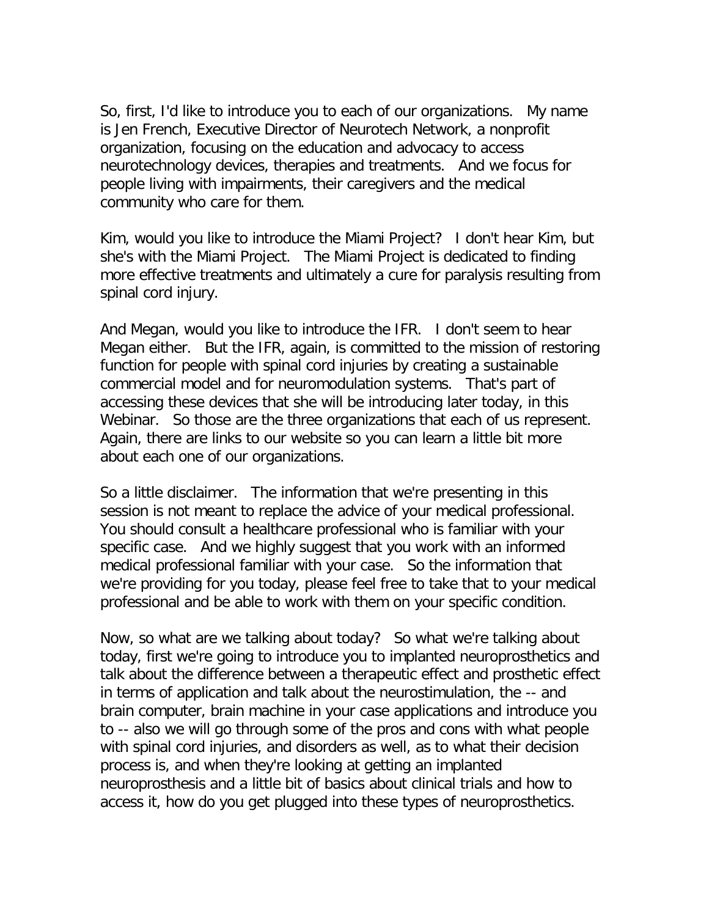So, first, I'd like to introduce you to each of our organizations. My name is Jen French, Executive Director of Neurotech Network, a nonprofit organization, focusing on the education and advocacy to access neurotechnology devices, therapies and treatments. And we focus for people living with impairments, their caregivers and the medical community who care for them.

Kim, would you like to introduce the Miami Project? I don't hear Kim, but she's with the Miami Project. The Miami Project is dedicated to finding more effective treatments and ultimately a cure for paralysis resulting from spinal cord injury.

And Megan, would you like to introduce the IFR. I don't seem to hear Megan either. But the IFR, again, is committed to the mission of restoring function for people with spinal cord injuries by creating a sustainable commercial model and for neuromodulation systems. That's part of accessing these devices that she will be introducing later today, in this Webinar. So those are the three organizations that each of us represent. Again, there are links to our website so you can learn a little bit more about each one of our organizations.

So a little disclaimer. The information that we're presenting in this session is not meant to replace the advice of your medical professional. You should consult a healthcare professional who is familiar with your specific case. And we highly suggest that you work with an informed medical professional familiar with your case. So the information that we're providing for you today, please feel free to take that to your medical professional and be able to work with them on your specific condition.

Now, so what are we talking about today? So what we're talking about today, first we're going to introduce you to implanted neuroprosthetics and talk about the difference between a therapeutic effect and prosthetic effect in terms of application and talk about the neurostimulation, the -- and brain computer, brain machine in your case applications and introduce you to -- also we will go through some of the pros and cons with what people with spinal cord injuries, and disorders as well, as to what their decision process is, and when they're looking at getting an implanted neuroprosthesis and a little bit of basics about clinical trials and how to access it, how do you get plugged into these types of neuroprosthetics.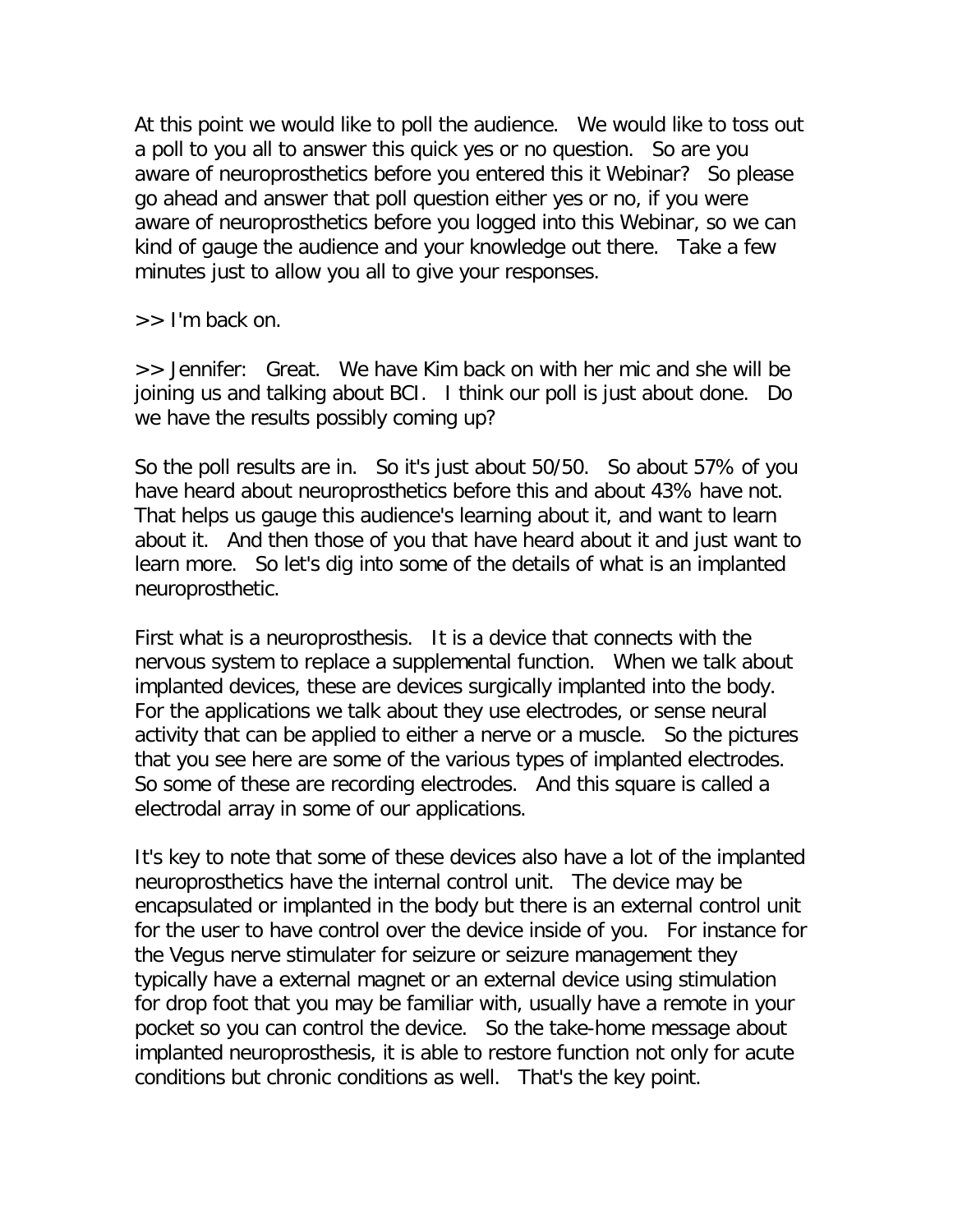At this point we would like to poll the audience. We would like to toss out a poll to you all to answer this quick yes or no question. So are you aware of neuroprosthetics before you entered this it Webinar? So please go ahead and answer that poll question either yes or no, if you were aware of neuroprosthetics before you logged into this Webinar, so we can kind of gauge the audience and your knowledge out there. Take a few minutes just to allow you all to give your responses.

>> I'm back on.

>> Jennifer: Great. We have Kim back on with her mic and she will be joining us and talking about BCI. I think our poll is just about done. Do we have the results possibly coming up?

So the poll results are in. So it's just about 50/50. So about 57% of you have heard about neuroprosthetics before this and about 43% have not. That helps us gauge this audience's learning about it, and want to learn about it. And then those of you that have heard about it and just want to learn more. So let's dig into some of the details of what is an implanted neuroprosthetic.

First what is a neuroprosthesis. It is a device that connects with the nervous system to replace a supplemental function. When we talk about implanted devices, these are devices surgically implanted into the body. For the applications we talk about they use electrodes, or sense neural activity that can be applied to either a nerve or a muscle. So the pictures that you see here are some of the various types of implanted electrodes. So some of these are recording electrodes. And this square is called a electrodal array in some of our applications.

It's key to note that some of these devices also have a lot of the implanted neuroprosthetics have the internal control unit. The device may be encapsulated or implanted in the body but there is an external control unit for the user to have control over the device inside of you. For instance for the Vegus nerve stimulater for seizure or seizure management they typically have a external magnet or an external device using stimulation for drop foot that you may be familiar with, usually have a remote in your pocket so you can control the device. So the take-home message about implanted neuroprosthesis, it is able to restore function not only for acute conditions but chronic conditions as well. That's the key point.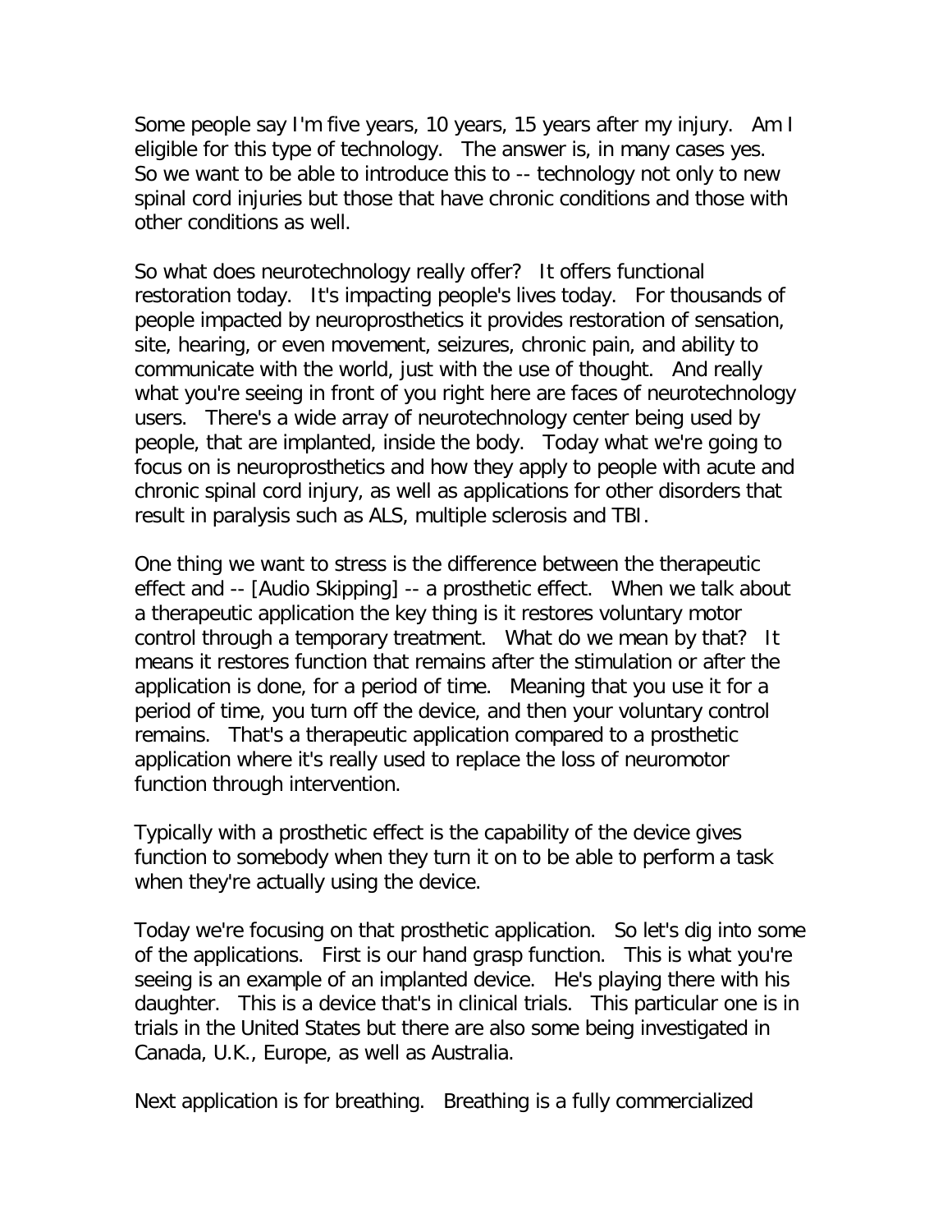Some people say I'm five years, 10 years, 15 years after my injury. Am I eligible for this type of technology. The answer is, in many cases yes. So we want to be able to introduce this to -- technology not only to new spinal cord injuries but those that have chronic conditions and those with other conditions as well.

So what does neurotechnology really offer? It offers functional restoration today. It's impacting people's lives today. For thousands of people impacted by neuroprosthetics it provides restoration of sensation, site, hearing, or even movement, seizures, chronic pain, and ability to communicate with the world, just with the use of thought. And really what you're seeing in front of you right here are faces of neurotechnology users. There's a wide array of neurotechnology center being used by people, that are implanted, inside the body. Today what we're going to focus on is neuroprosthetics and how they apply to people with acute and chronic spinal cord injury, as well as applications for other disorders that result in paralysis such as ALS, multiple sclerosis and TBI.

One thing we want to stress is the difference between the therapeutic effect and -- [Audio Skipping] -- a prosthetic effect. When we talk about a therapeutic application the key thing is it restores voluntary motor control through a temporary treatment. What do we mean by that? It means it restores function that remains after the stimulation or after the application is done, for a period of time. Meaning that you use it for a period of time, you turn off the device, and then your voluntary control remains. That's a therapeutic application compared to a prosthetic application where it's really used to replace the loss of neuromotor function through intervention.

Typically with a prosthetic effect is the capability of the device gives function to somebody when they turn it on to be able to perform a task when they're actually using the device.

Today we're focusing on that prosthetic application. So let's dig into some of the applications. First is our hand grasp function. This is what you're seeing is an example of an implanted device. He's playing there with his daughter. This is a device that's in clinical trials. This particular one is in trials in the United States but there are also some being investigated in Canada, U.K., Europe, as well as Australia.

Next application is for breathing. Breathing is a fully commercialized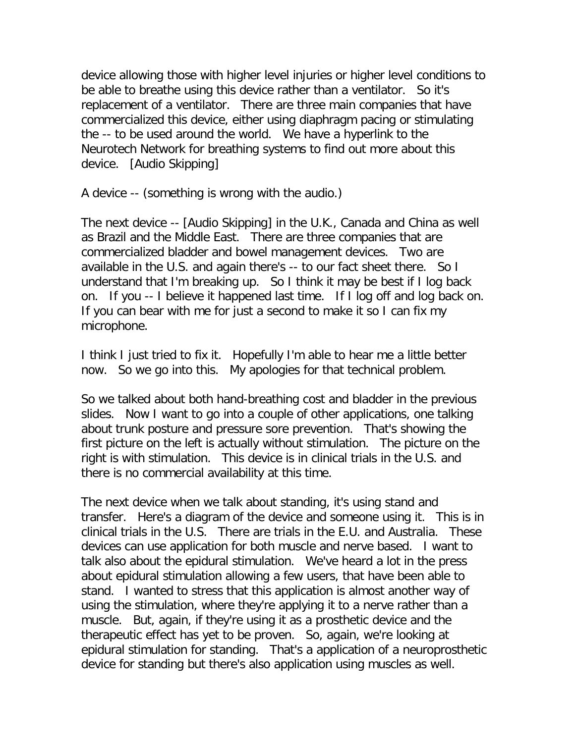device allowing those with higher level injuries or higher level conditions to be able to breathe using this device rather than a ventilator. So it's replacement of a ventilator. There are three main companies that have commercialized this device, either using diaphragm pacing or stimulating the -- to be used around the world. We have a hyperlink to the Neurotech Network for breathing systems to find out more about this device. [Audio Skipping]

A device -- (something is wrong with the audio.)

The next device -- [Audio Skipping] in the U.K., Canada and China as well as Brazil and the Middle East. There are three companies that are commercialized bladder and bowel management devices. Two are available in the U.S. and again there's -- to our fact sheet there. So I understand that I'm breaking up. So I think it may be best if I log back on. If you -- I believe it happened last time. If I log off and log back on. If you can bear with me for just a second to make it so I can fix my microphone.

I think I just tried to fix it. Hopefully I'm able to hear me a little better now. So we go into this. My apologies for that technical problem.

So we talked about both hand-breathing cost and bladder in the previous slides. Now I want to go into a couple of other applications, one talking about trunk posture and pressure sore prevention. That's showing the first picture on the left is actually without stimulation. The picture on the right is with stimulation. This device is in clinical trials in the U.S. and there is no commercial availability at this time.

The next device when we talk about standing, it's using stand and transfer. Here's a diagram of the device and someone using it. This is in clinical trials in the U.S. There are trials in the E.U. and Australia. These devices can use application for both muscle and nerve based. I want to talk also about the epidural stimulation. We've heard a lot in the press about epidural stimulation allowing a few users, that have been able to stand. I wanted to stress that this application is almost another way of using the stimulation, where they're applying it to a nerve rather than a muscle. But, again, if they're using it as a prosthetic device and the therapeutic effect has yet to be proven. So, again, we're looking at epidural stimulation for standing. That's a application of a neuroprosthetic device for standing but there's also application using muscles as well.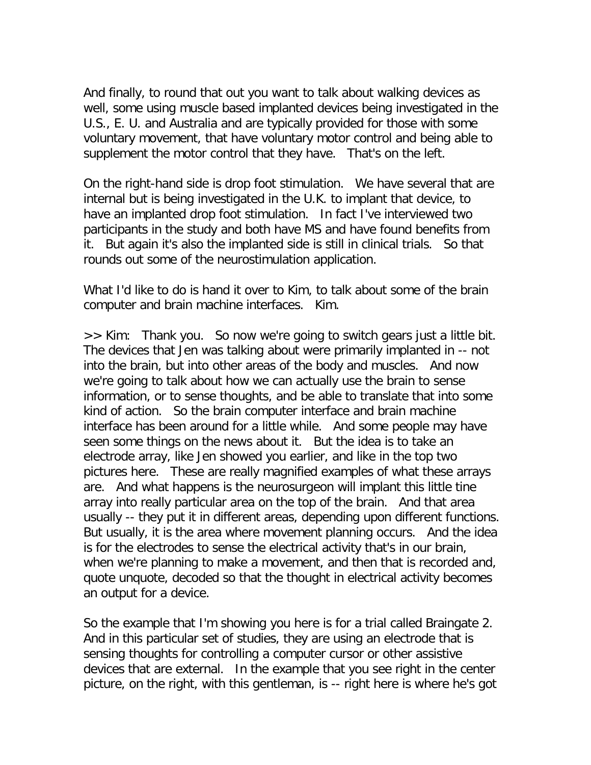And finally, to round that out you want to talk about walking devices as well, some using muscle based implanted devices being investigated in the U.S., E. U. and Australia and are typically provided for those with some voluntary movement, that have voluntary motor control and being able to supplement the motor control that they have.  That's on the left.

On the right-hand side is drop foot stimulation.  We have several that are internal but is being investigated in the U.K. to implant that device, to have an implanted drop foot stimulation.  In fact I've interviewed two participants in the study and both have MS and have found benefits from it.  But again it's also the implanted side is still in clinical trials.  So that rounds out some of the neurostimulation application.

What I'd like to do is hand it over to Kim, to talk about some of the brain computer and brain machine interfaces.  Kim.

>> Kim:  Thank you.  So now we're going to switch gears just a little bit.  The devices that Jen was talking about were primarily implanted in -- not into the brain, but into other areas of the body and muscles.  And now we're going to talk about how we can actually use the brain to sense information, or to sense thoughts, and be able to translate that into some kind of action.  So the brain computer interface and brain machine interface has been around for a little while.  And some people may have seen some things on the news about it.  But the idea is to take an electrode array, like Jen showed you earlier, and like in the top two pictures here.  These are really magnified examples of what these arrays are.  And what happens is the neurosurgeon will implant this little tine array into really particular area on the top of the brain.  And that area usually -- they put it in different areas, depending upon different functions.  But usually, it is the area where movement planning occurs.  And the idea is for the electrodes to sense the electrical activity that's in our brain, when we're planning to make a movement, and then that is recorded and, quote unquote, decoded so that the thought in electrical activity becomes an output for a device.

So the example that I'm showing you here is for a trial called Braingate 2.  And in this particular set of studies, they are using an electrode that is sensing thoughts for controlling a computer cursor or other assistive devices that are external.  In the example that you see right in the center picture, on the right, with this gentleman, is -- right here is where he's got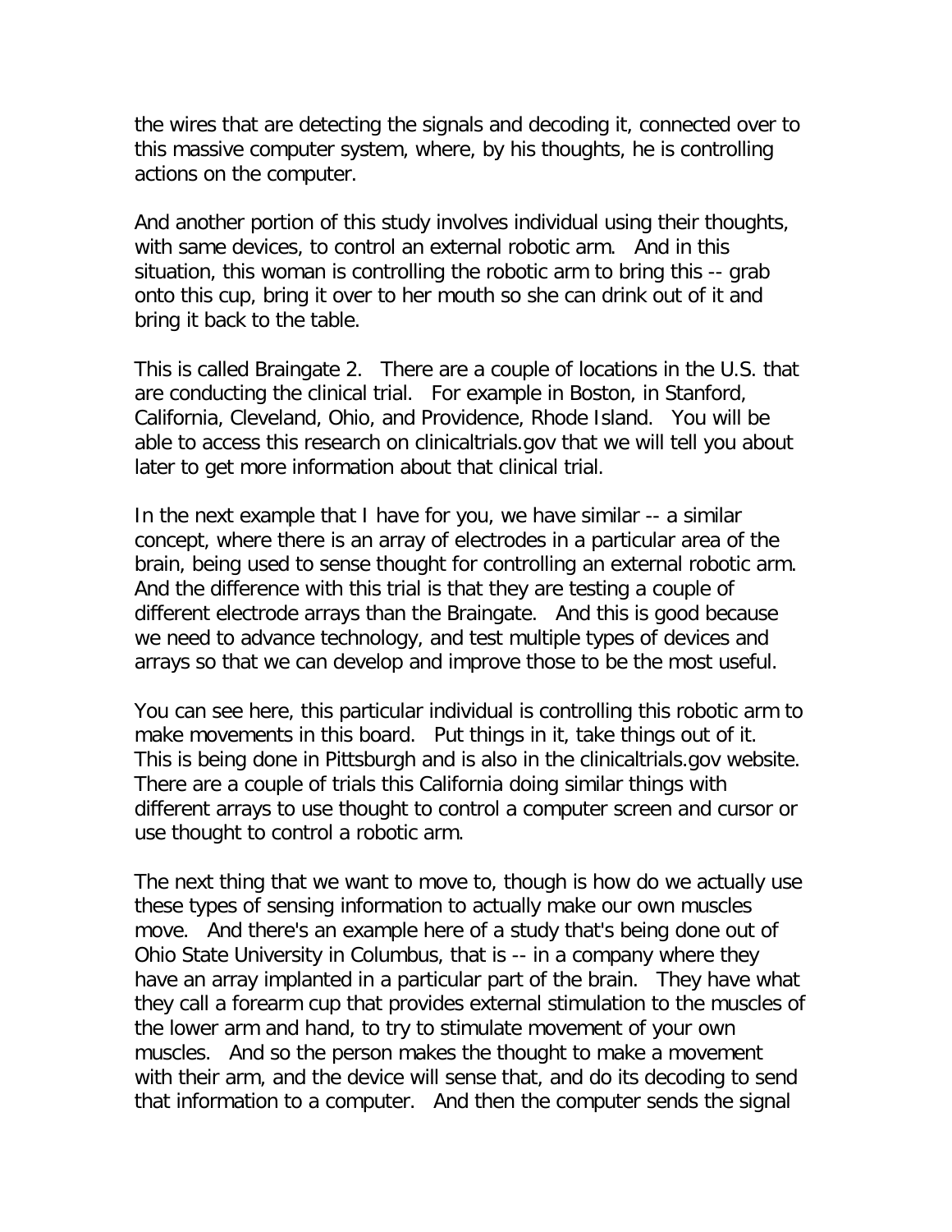the wires that are detecting the signals and decoding it, connected over to this massive computer system, where, by his thoughts, he is controlling actions on the computer.

And another portion of this study involves individual using their thoughts, with same devices, to control an external robotic arm. And in this situation, this woman is controlling the robotic arm to bring this -- grab onto this cup, bring it over to her mouth so she can drink out of it and bring it back to the table.

This is called Braingate 2. There are a couple of locations in the U.S. that are conducting the clinical trial. For example in Boston, in Stanford, California, Cleveland, Ohio, and Providence, Rhode Island. You will be able to access this research on clinicaltrials.gov that we will tell you about later to get more information about that clinical trial.

In the next example that I have for you, we have similar -- a similar concept, where there is an array of electrodes in a particular area of the brain, being used to sense thought for controlling an external robotic arm. And the difference with this trial is that they are testing a couple of different electrode arrays than the Braingate. And this is good because we need to advance technology, and test multiple types of devices and arrays so that we can develop and improve those to be the most useful.

You can see here, this particular individual is controlling this robotic arm to make movements in this board. Put things in it, take things out of it. This is being done in Pittsburgh and is also in the clinicaltrials.gov website. There are a couple of trials this California doing similar things with different arrays to use thought to control a computer screen and cursor or use thought to control a robotic arm.

The next thing that we want to move to, though is how do we actually use these types of sensing information to actually make our own muscles move. And there's an example here of a study that's being done out of Ohio State University in Columbus, that is -- in a company where they have an array implanted in a particular part of the brain. They have what they call a forearm cup that provides external stimulation to the muscles of the lower arm and hand, to try to stimulate movement of your own muscles. And so the person makes the thought to make a movement with their arm, and the device will sense that, and do its decoding to send that information to a computer. And then the computer sends the signal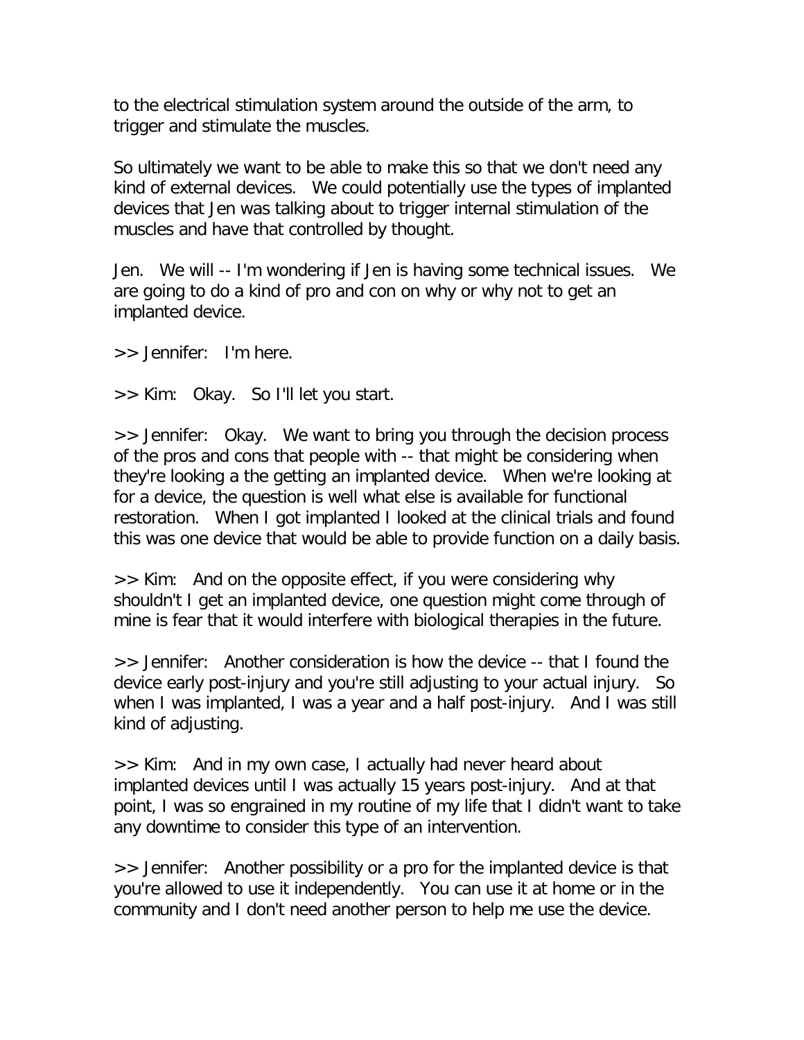to the electrical stimulation system around the outside of the arm, to trigger and stimulate the muscles.

So ultimately we want to be able to make this so that we don't need any kind of external devices. We could potentially use the types of implanted devices that Jen was talking about to trigger internal stimulation of the muscles and have that controlled by thought.

Jen. We will -- I'm wondering if Jen is having some technical issues. We are going to do a kind of pro and con on why or why not to get an implanted device.

>> Jennifer: I'm here.

>> Kim: Okay. So I'll let you start.

>> Jennifer: Okay. We want to bring you through the decision process of the pros and cons that people with -- that might be considering when they're looking a the getting an implanted device. When we're looking at for a device, the question is well what else is available for functional restoration. When I got implanted I looked at the clinical trials and found this was one device that would be able to provide function on a daily basis.

>> Kim: And on the opposite effect, if you were considering why shouldn't I get an implanted device, one question might come through of mine is fear that it would interfere with biological therapies in the future.

>> Jennifer: Another consideration is how the device -- that I found the device early post-injury and you're still adjusting to your actual injury. So when I was implanted, I was a year and a half post-injury. And I was still kind of adjusting.

>> Kim: And in my own case, I actually had never heard about implanted devices until I was actually 15 years post-injury. And at that point, I was so engrained in my routine of my life that I didn't want to take any downtime to consider this type of an intervention.

>> Jennifer: Another possibility or a pro for the implanted device is that you're allowed to use it independently. You can use it at home or in the community and I don't need another person to help me use the device.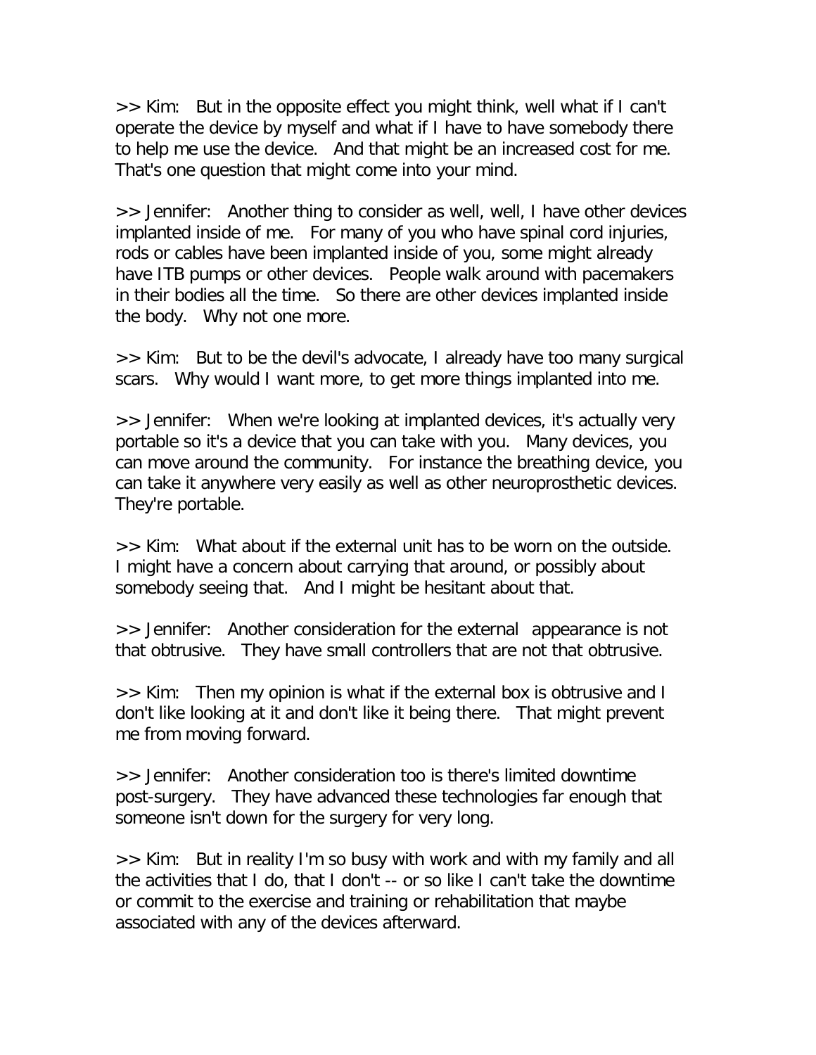>> Kim:  But in the opposite effect you might think, well what if I can't operate the device by myself and what if I have to have somebody there to help me use the device.  And that might be an increased cost for me. That's one question that might come into your mind.

>> Jennifer:  Another thing to consider as well, well, I have other devices implanted inside of me.  For many of you who have spinal cord injuries, rods or cables have been implanted inside of you, some might already have ITB pumps or other devices.  People walk around with pacemakers in their bodies all the time.  So there are other devices implanted inside the body.  Why not one more.

>> Kim:  But to be the devil's advocate, I already have too many surgical scars.  Why would I want more, to get more things implanted into me.

>> Jennifer:  When we're looking at implanted devices, it's actually very portable so it's a device that you can take with you.  Many devices, you can move around the community.  For instance the breathing device, you can take it anywhere very easily as well as other neuroprosthetic devices. They're portable.

>> Kim:  What about if the external unit has to be worn on the outside. I might have a concern about carrying that around, or possibly about somebody seeing that.  And I might be hesitant about that.

>> Jennifer:  Another consideration for the external  appearance is not that obtrusive.  They have small controllers that are not that obtrusive.

>> Kim:  Then my opinion is what if the external box is obtrusive and I don't like looking at it and don't like it being there.  That might prevent me from moving forward.

>> Jennifer:  Another consideration too is there's limited downtime post-surgery.  They have advanced these technologies far enough that someone isn't down for the surgery for very long.

>> Kim:  But in reality I'm so busy with work and with my family and all the activities that I do, that I don't -- or so like I can't take the downtime or commit to the exercise and training or rehabilitation that maybe associated with any of the devices afterward.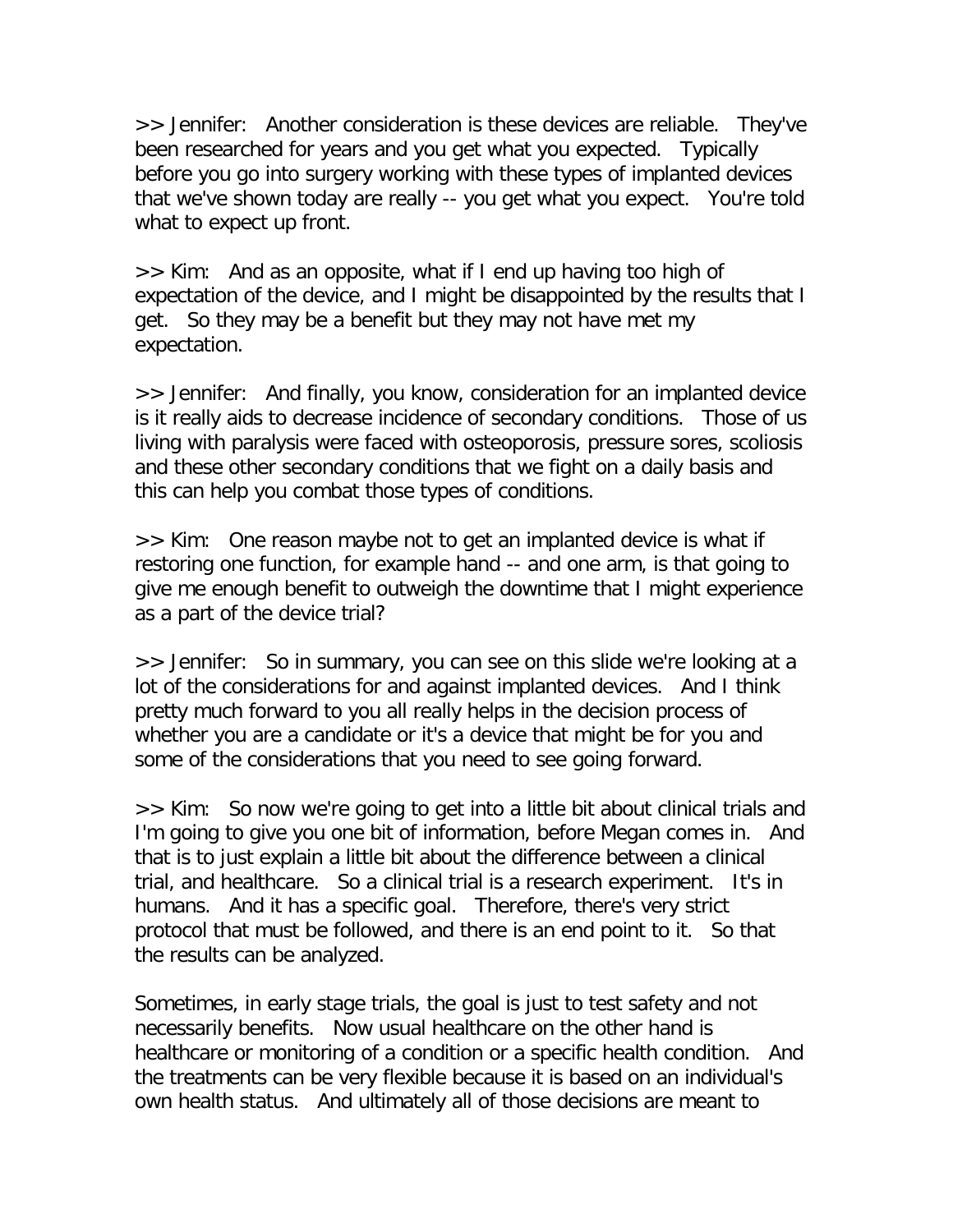>> Jennifer:  Another consideration is these devices are reliable.  They've been researched for years and you get what you expected.  Typically before you go into surgery working with these types of implanted devices that we've shown today are really -- you get what you expect.  You're told what to expect up front.

>> Kim:  And as an opposite, what if I end up having too high of expectation of the device, and I might be disappointed by the results that I get.  So they may be a benefit but they may not have met my expectation.

>> Jennifer:  And finally, you know, consideration for an implanted device is it really aids to decrease incidence of secondary conditions.  Those of us living with paralysis were faced with osteoporosis, pressure sores, scoliosis and these other secondary conditions that we fight on a daily basis and this can help you combat those types of conditions.

>> Kim:  One reason maybe not to get an implanted device is what if restoring one function, for example hand -- and one arm, is that going to give me enough benefit to outweigh the downtime that I might experience as a part of the device trial?

>> Jennifer:  So in summary, you can see on this slide we're looking at a lot of the considerations for and against implanted devices.  And I think pretty much forward to you all really helps in the decision process of whether you are a candidate or it's a device that might be for you and some of the considerations that you need to see going forward.

>> Kim:  So now we're going to get into a little bit about clinical trials and I'm going to give you one bit of information, before Megan comes in.  And that is to just explain a little bit about the difference between a clinical trial, and healthcare.  So a clinical trial is a research experiment.  It's in humans.  And it has a specific goal.  Therefore, there's very strict protocol that must be followed, and there is an end point to it.  So that the results can be analyzed.

Sometimes, in early stage trials, the goal is just to test safety and not necessarily benefits.  Now usual healthcare on the other hand is healthcare or monitoring of a condition or a specific health condition.  And the treatments can be very flexible because it is based on an individual's own health status.  And ultimately all of those decisions are meant to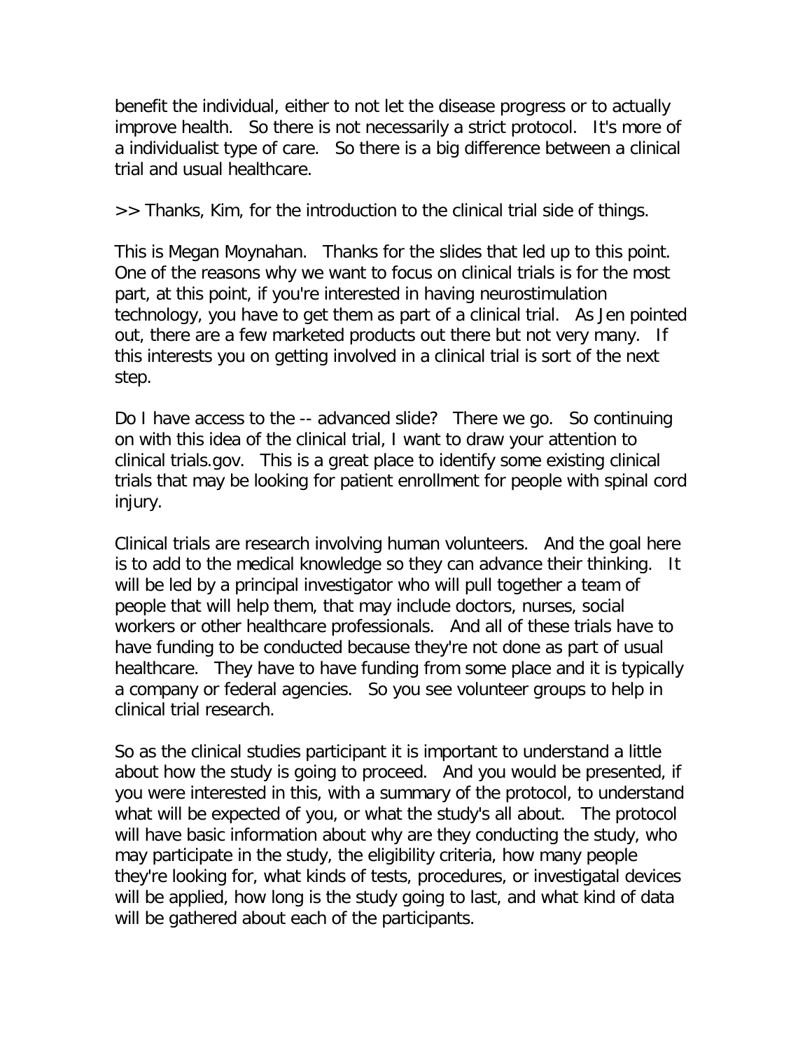benefit the individual, either to not let the disease progress or to actually improve health. So there is not necessarily a strict protocol. It's more of a individualist type of care. So there is a big difference between a clinical trial and usual healthcare.

>> Thanks, Kim, for the introduction to the clinical trial side of things.

This is Megan Moynahan. Thanks for the slides that led up to this point. One of the reasons why we want to focus on clinical trials is for the most part, at this point, if you're interested in having neurostimulation technology, you have to get them as part of a clinical trial. As Jen pointed out, there are a few marketed products out there but not very many. If this interests you on getting involved in a clinical trial is sort of the next step.

Do I have access to the -- advanced slide? There we go. So continuing on with this idea of the clinical trial, I want to draw your attention to clinical trials.gov. This is a great place to identify some existing clinical trials that may be looking for patient enrollment for people with spinal cord injury.

Clinical trials are research involving human volunteers. And the goal here is to add to the medical knowledge so they can advance their thinking. It will be led by a principal investigator who will pull together a team of people that will help them, that may include doctors, nurses, social workers or other healthcare professionals. And all of these trials have to have funding to be conducted because they're not done as part of usual healthcare. They have to have funding from some place and it is typically a company or federal agencies. So you see volunteer groups to help in clinical trial research.

So as the clinical studies participant it is important to understand a little about how the study is going to proceed. And you would be presented, if you were interested in this, with a summary of the protocol, to understand what will be expected of you, or what the study's all about. The protocol will have basic information about why are they conducting the study, who may participate in the study, the eligibility criteria, how many people they're looking for, what kinds of tests, procedures, or investigatal devices will be applied, how long is the study going to last, and what kind of data will be gathered about each of the participants.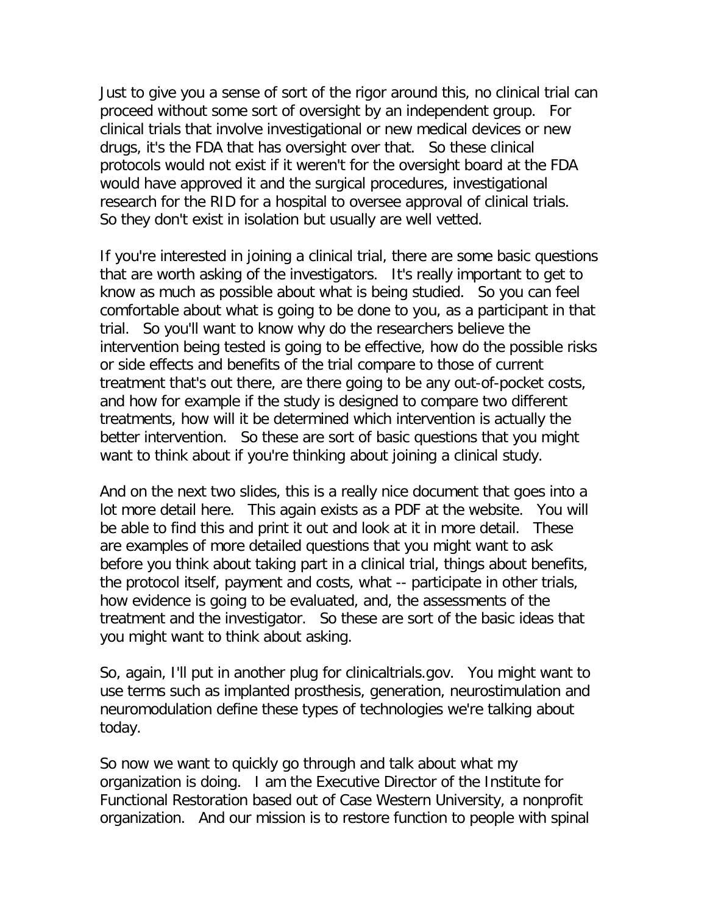Just to give you a sense of sort of the rigor around this, no clinical trial can proceed without some sort of oversight by an independent group. For clinical trials that involve investigational or new medical devices or new drugs, it's the FDA that has oversight over that. So these clinical protocols would not exist if it weren't for the oversight board at the FDA would have approved it and the surgical procedures, investigational research for the RID for a hospital to oversee approval of clinical trials. So they don't exist in isolation but usually are well vetted.

If you're interested in joining a clinical trial, there are some basic questions that are worth asking of the investigators. It's really important to get to know as much as possible about what is being studied. So you can feel comfortable about what is going to be done to you, as a participant in that trial. So you'll want to know why do the researchers believe the intervention being tested is going to be effective, how do the possible risks or side effects and benefits of the trial compare to those of current treatment that's out there, are there going to be any out-of-pocket costs, and how for example if the study is designed to compare two different treatments, how will it be determined which intervention is actually the better intervention. So these are sort of basic questions that you might want to think about if you're thinking about joining a clinical study.

And on the next two slides, this is a really nice document that goes into a lot more detail here. This again exists as a PDF at the website. You will be able to find this and print it out and look at it in more detail. These are examples of more detailed questions that you might want to ask before you think about taking part in a clinical trial, things about benefits, the protocol itself, payment and costs, what -- participate in other trials, how evidence is going to be evaluated, and, the assessments of the treatment and the investigator. So these are sort of the basic ideas that you might want to think about asking.

So, again, I'll put in another plug for clinicaltrials.gov. You might want to use terms such as implanted prosthesis, generation, neurostimulation and neuromodulation define these types of technologies we're talking about today.

So now we want to quickly go through and talk about what my organization is doing. I am the Executive Director of the Institute for Functional Restoration based out of Case Western University, a nonprofit organization. And our mission is to restore function to people with spinal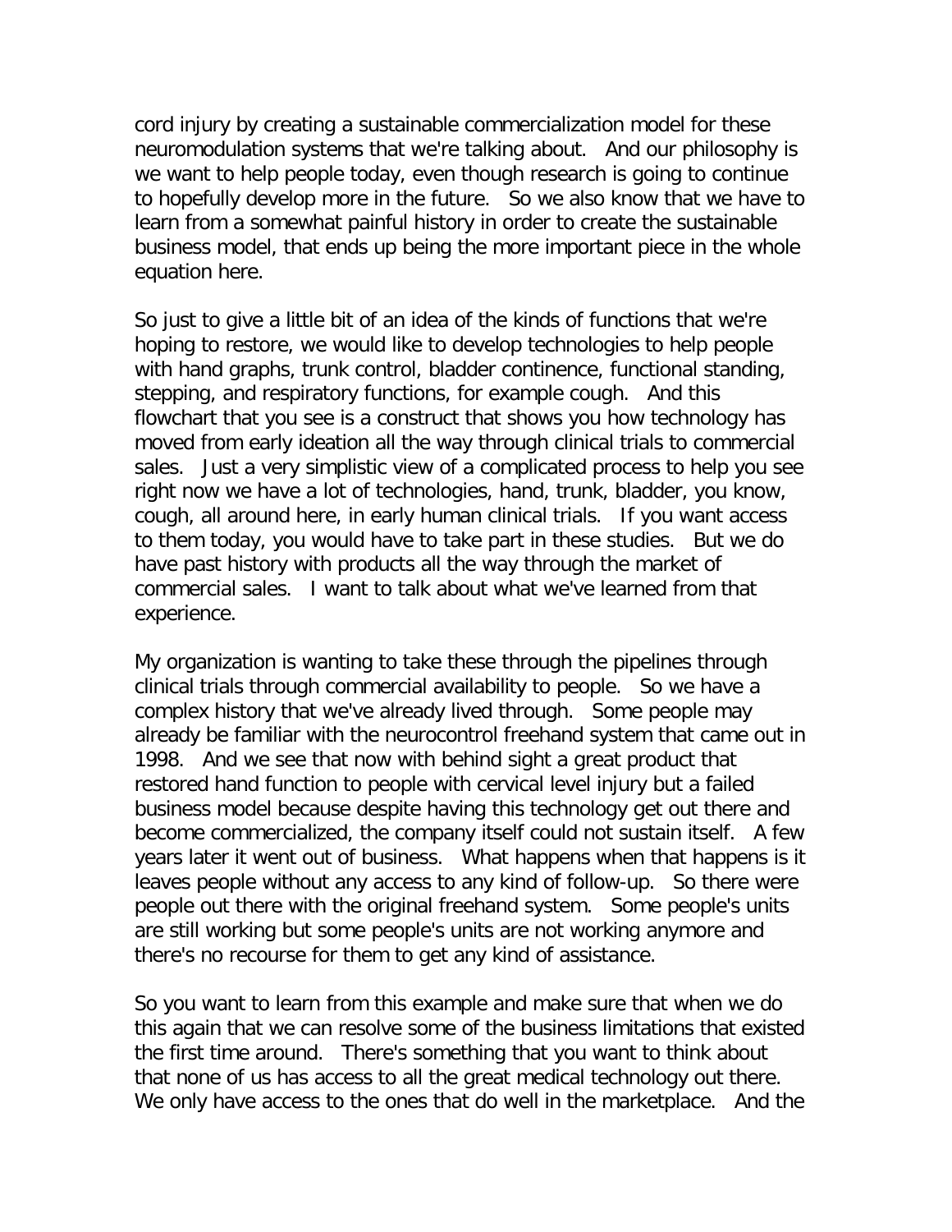cord injury by creating a sustainable commercialization model for these neuromodulation systems that we're talking about. And our philosophy is we want to help people today, even though research is going to continue to hopefully develop more in the future. So we also know that we have to learn from a somewhat painful history in order to create the sustainable business model, that ends up being the more important piece in the whole equation here.

So just to give a little bit of an idea of the kinds of functions that we're hoping to restore, we would like to develop technologies to help people with hand graphs, trunk control, bladder continence, functional standing, stepping, and respiratory functions, for example cough. And this flowchart that you see is a construct that shows you how technology has moved from early ideation all the way through clinical trials to commercial sales. Just a very simplistic view of a complicated process to help you see right now we have a lot of technologies, hand, trunk, bladder, you know, cough, all around here, in early human clinical trials. If you want access to them today, you would have to take part in these studies. But we do have past history with products all the way through the market of commercial sales. I want to talk about what we've learned from that experience.

My organization is wanting to take these through the pipelines through clinical trials through commercial availability to people. So we have a complex history that we've already lived through. Some people may already be familiar with the neurocontrol freehand system that came out in 1998. And we see that now with behind sight a great product that restored hand function to people with cervical level injury but a failed business model because despite having this technology get out there and become commercialized, the company itself could not sustain itself. A few years later it went out of business. What happens when that happens is it leaves people without any access to any kind of follow-up. So there were people out there with the original freehand system. Some people's units are still working but some people's units are not working anymore and there's no recourse for them to get any kind of assistance.

So you want to learn from this example and make sure that when we do this again that we can resolve some of the business limitations that existed the first time around. There's something that you want to think about that none of us has access to all the great medical technology out there. We only have access to the ones that do well in the marketplace. And the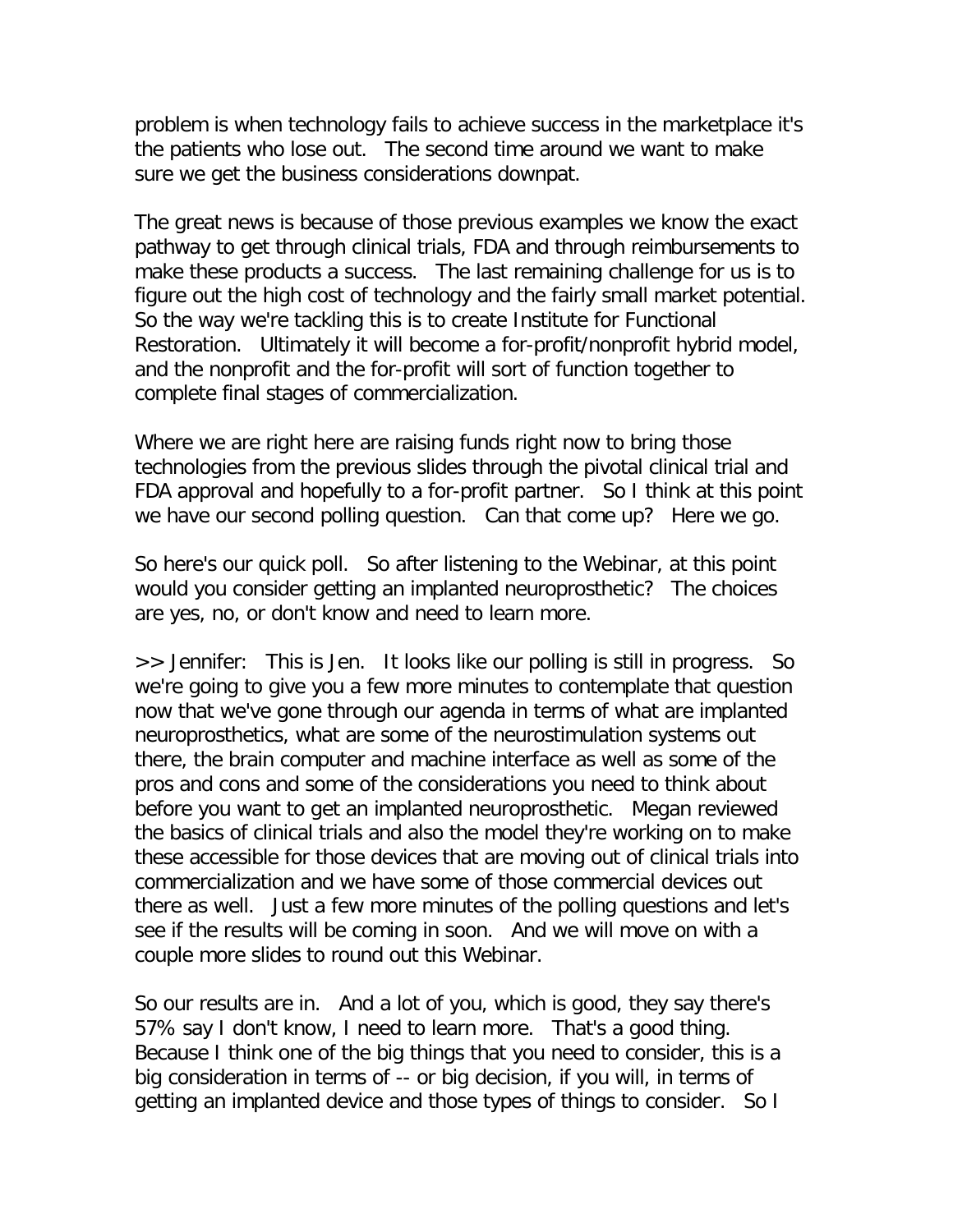problem is when technology fails to achieve success in the marketplace it's the patients who lose out. The second time around we want to make sure we get the business considerations downpat.

The great news is because of those previous examples we know the exact pathway to get through clinical trials, FDA and through reimbursements to make these products a success. The last remaining challenge for us is to figure out the high cost of technology and the fairly small market potential. So the way we're tackling this is to create Institute for Functional Restoration. Ultimately it will become a for-profit/nonprofit hybrid model, and the nonprofit and the for-profit will sort of function together to complete final stages of commercialization.

Where we are right here are raising funds right now to bring those technologies from the previous slides through the pivotal clinical trial and FDA approval and hopefully to a for-profit partner. So I think at this point we have our second polling question. Can that come up? Here we go.

So here's our quick poll. So after listening to the Webinar, at this point would you consider getting an implanted neuroprosthetic? The choices are yes, no, or don't know and need to learn more.

>> Jennifer: This is Jen. It looks like our polling is still in progress. So we're going to give you a few more minutes to contemplate that question now that we've gone through our agenda in terms of what are implanted neuroprosthetics, what are some of the neurostimulation systems out there, the brain computer and machine interface as well as some of the pros and cons and some of the considerations you need to think about before you want to get an implanted neuroprosthetic. Megan reviewed the basics of clinical trials and also the model they're working on to make these accessible for those devices that are moving out of clinical trials into commercialization and we have some of those commercial devices out there as well. Just a few more minutes of the polling questions and let's see if the results will be coming in soon. And we will move on with a couple more slides to round out this Webinar.

So our results are in. And a lot of you, which is good, they say there's 57% say I don't know, I need to learn more. That's a good thing. Because I think one of the big things that you need to consider, this is a big consideration in terms of -- or big decision, if you will, in terms of getting an implanted device and those types of things to consider. So I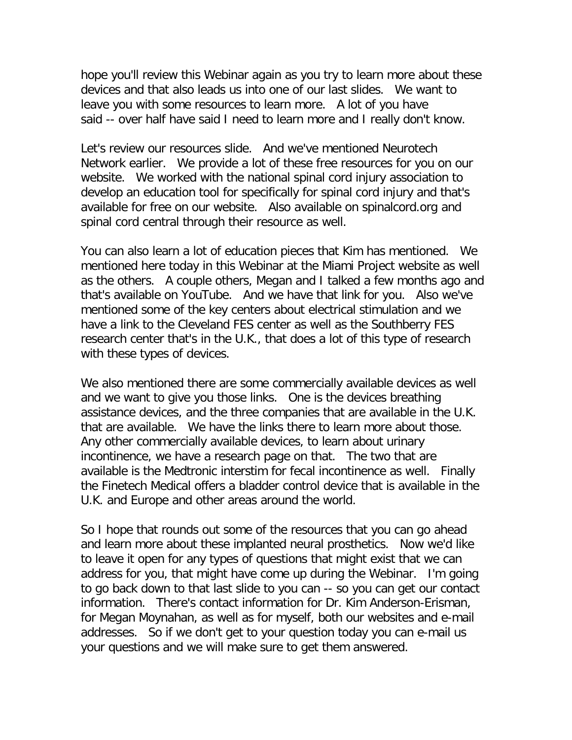hope you'll review this Webinar again as you try to learn more about these devices and that also leads us into one of our last slides. We want to leave you with some resources to learn more. A lot of you have said -- over half have said I need to learn more and I really don't know.

Let's review our resources slide. And we've mentioned Neurotech Network earlier. We provide a lot of these free resources for you on our website. We worked with the national spinal cord injury association to develop an education tool for specifically for spinal cord injury and that's available for free on our website. Also available on spinalcord.org and spinal cord central through their resource as well.

You can also learn a lot of education pieces that Kim has mentioned. We mentioned here today in this Webinar at the Miami Project website as well as the others. A couple others, Megan and I talked a few months ago and that's available on YouTube. And we have that link for you. Also we've mentioned some of the key centers about electrical stimulation and we have a link to the Cleveland FES center as well as the Southberry FES research center that's in the U.K., that does a lot of this type of research with these types of devices.

We also mentioned there are some commercially available devices as well and we want to give you those links. One is the devices breathing assistance devices, and the three companies that are available in the U.K. that are available. We have the links there to learn more about those. Any other commercially available devices, to learn about urinary incontinence, we have a research page on that. The two that are available is the Medtronic interstim for fecal incontinence as well. Finally the Finetech Medical offers a bladder control device that is available in the U.K. and Europe and other areas around the world.

So I hope that rounds out some of the resources that you can go ahead and learn more about these implanted neural prosthetics. Now we'd like to leave it open for any types of questions that might exist that we can address for you, that might have come up during the Webinar. I'm going to go back down to that last slide to you can -- so you can get our contact information. There's contact information for Dr. Kim Anderson-Erisman, for Megan Moynahan, as well as for myself, both our websites and e-mail addresses. So if we don't get to your question today you can e-mail us your questions and we will make sure to get them answered.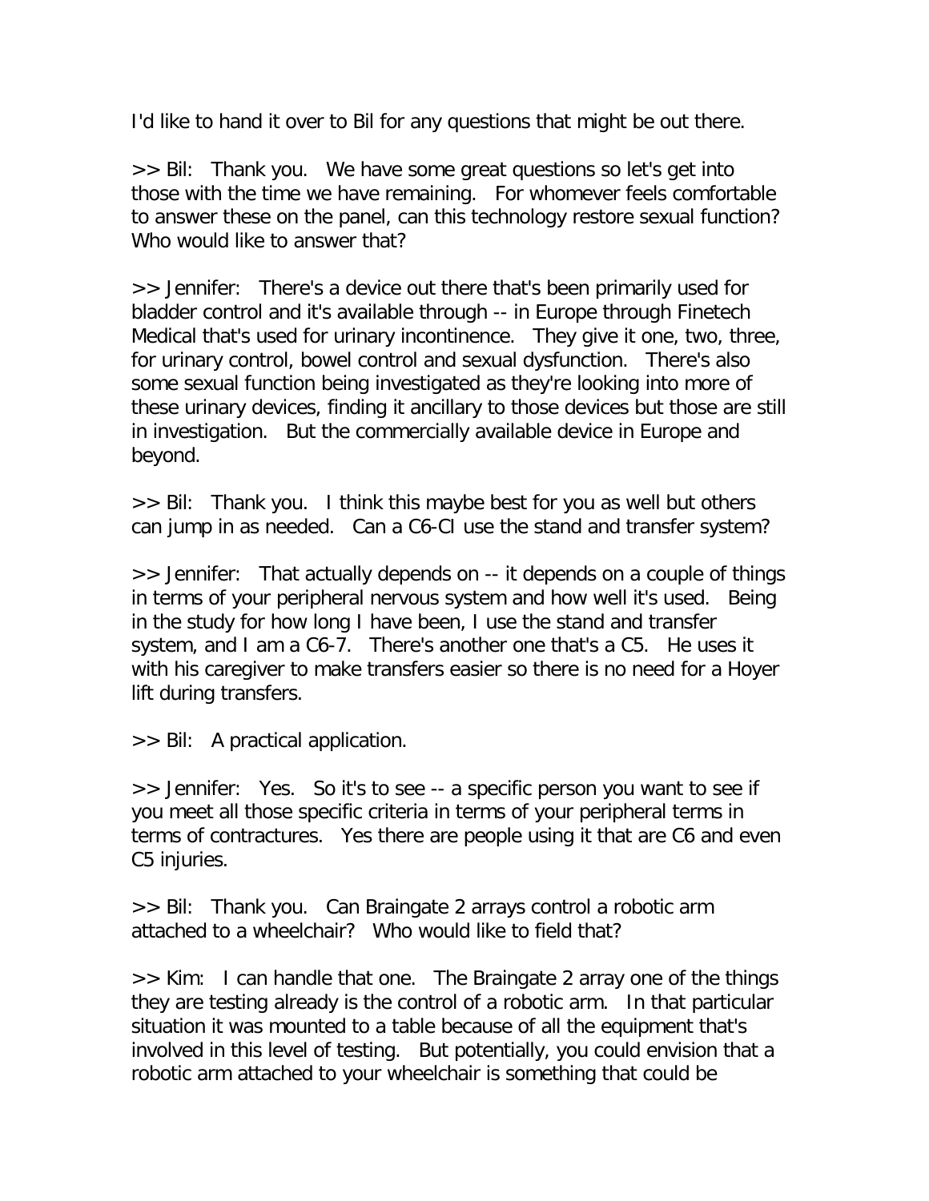I'd like to hand it over to Bil for any questions that might be out there.

>> Bil: Thank you. We have some great questions so let's get into those with the time we have remaining. For whomever feels comfortable to answer these on the panel, can this technology restore sexual function? Who would like to answer that?

>> Jennifer: There's a device out there that's been primarily used for bladder control and it's available through -- in Europe through Finetech Medical that's used for urinary incontinence. They give it one, two, three, for urinary control, bowel control and sexual dysfunction. There's also some sexual function being investigated as they're looking into more of these urinary devices, finding it ancillary to those devices but those are still in investigation. But the commercially available device in Europe and beyond.

>> Bil: Thank you. I think this maybe best for you as well but others can jump in as needed. Can a C6-CI use the stand and transfer system?

>> Jennifer: That actually depends on -- it depends on a couple of things in terms of your peripheral nervous system and how well it's used. Being in the study for how long I have been, I use the stand and transfer system, and I am a C6-7. There's another one that's a C5. He uses it with his caregiver to make transfers easier so there is no need for a Hoyer lift during transfers.

>> Bil: A practical application.

>> Jennifer: Yes. So it's to see -- a specific person you want to see if you meet all those specific criteria in terms of your peripheral terms in terms of contractures. Yes there are people using it that are C6 and even C5 injuries.

>> Bil: Thank you. Can Braingate 2 arrays control a robotic arm attached to a wheelchair? Who would like to field that?

>> Kim: I can handle that one. The Braingate 2 array one of the things they are testing already is the control of a robotic arm. In that particular situation it was mounted to a table because of all the equipment that's involved in this level of testing. But potentially, you could envision that a robotic arm attached to your wheelchair is something that could be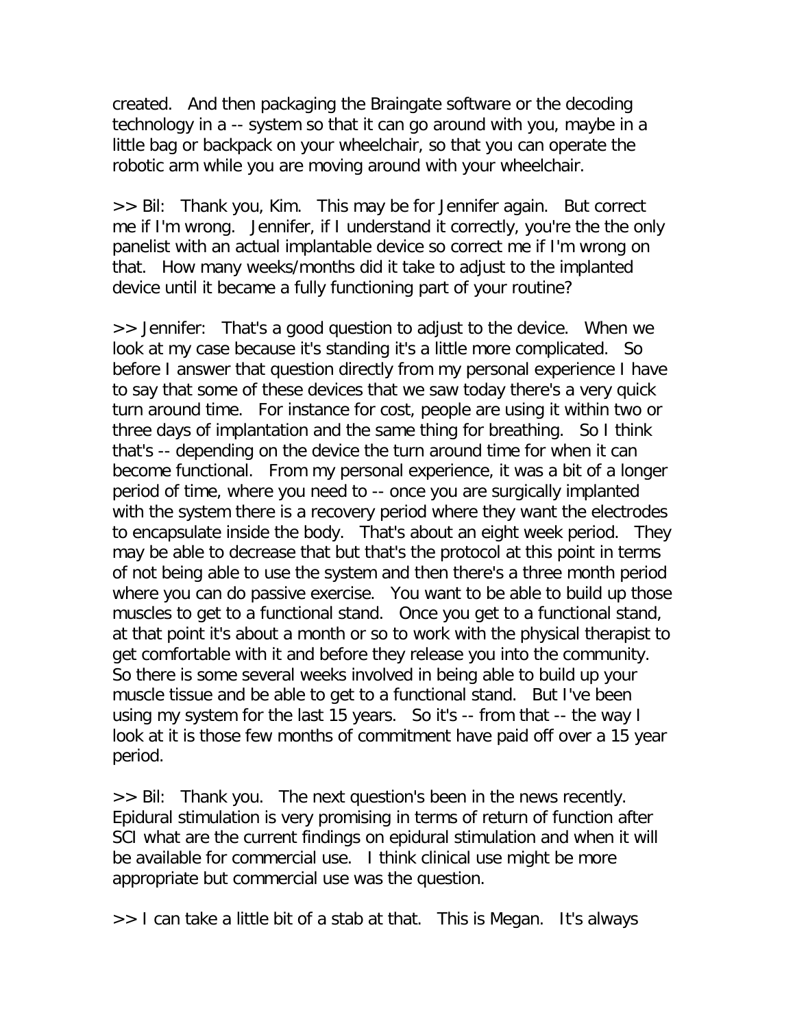created. And then packaging the Braingate software or the decoding technology in a -- system so that it can go around with you, maybe in a little bag or backpack on your wheelchair, so that you can operate the robotic arm while you are moving around with your wheelchair.

>> Bil: Thank you, Kim. This may be for Jennifer again. But correct me if I'm wrong. Jennifer, if I understand it correctly, you're the the only panelist with an actual implantable device so correct me if I'm wrong on that. How many weeks/months did it take to adjust to the implanted device until it became a fully functioning part of your routine?

>> Jennifer: That's a good question to adjust to the device. When we look at my case because it's standing it's a little more complicated. So before I answer that question directly from my personal experience I have to say that some of these devices that we saw today there's a very quick turn around time. For instance for cost, people are using it within two or three days of implantation and the same thing for breathing. So I think that's -- depending on the device the turn around time for when it can become functional. From my personal experience, it was a bit of a longer period of time, where you need to -- once you are surgically implanted with the system there is a recovery period where they want the electrodes to encapsulate inside the body. That's about an eight week period. They may be able to decrease that but that's the protocol at this point in terms of not being able to use the system and then there's a three month period where you can do passive exercise. You want to be able to build up those muscles to get to a functional stand. Once you get to a functional stand, at that point it's about a month or so to work with the physical therapist to get comfortable with it and before they release you into the community. So there is some several weeks involved in being able to build up your muscle tissue and be able to get to a functional stand. But I've been using my system for the last 15 years. So it's -- from that -- the way I look at it is those few months of commitment have paid off over a 15 year period.

>> Bil: Thank you. The next question's been in the news recently. Epidural stimulation is very promising in terms of return of function after SCI what are the current findings on epidural stimulation and when it will be available for commercial use. I think clinical use might be more appropriate but commercial use was the question.

>> I can take a little bit of a stab at that. This is Megan. It's always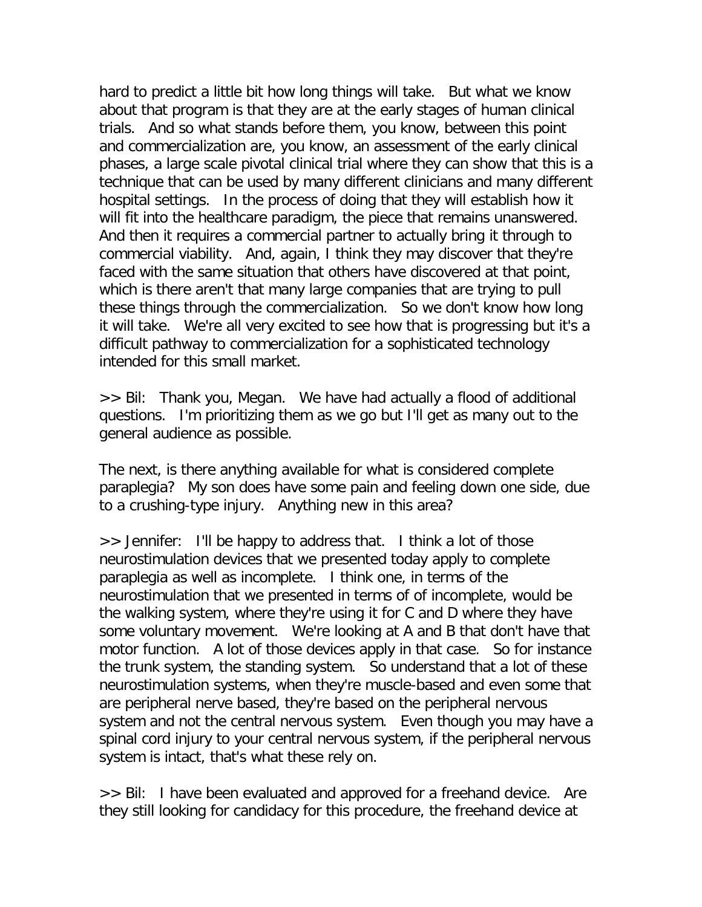hard to predict a little bit how long things will take. But what we know about that program is that they are at the early stages of human clinical trials. And so what stands before them, you know, between this point and commercialization are, you know, an assessment of the early clinical phases, a large scale pivotal clinical trial where they can show that this is a technique that can be used by many different clinicians and many different hospital settings. In the process of doing that they will establish how it will fit into the healthcare paradigm, the piece that remains unanswered. And then it requires a commercial partner to actually bring it through to commercial viability. And, again, I think they may discover that they're faced with the same situation that others have discovered at that point, which is there aren't that many large companies that are trying to pull these things through the commercialization. So we don't know how long it will take. We're all very excited to see how that is progressing but it's a difficult pathway to commercialization for a sophisticated technology intended for this small market.

>> Bil: Thank you, Megan. We have had actually a flood of additional questions. I'm prioritizing them as we go but I'll get as many out to the general audience as possible.

The next, is there anything available for what is considered complete paraplegia? My son does have some pain and feeling down one side, due to a crushing-type injury. Anything new in this area?

>> Jennifer: I'll be happy to address that. I think a lot of those neurostimulation devices that we presented today apply to complete paraplegia as well as incomplete. I think one, in terms of the neurostimulation that we presented in terms of of incomplete, would be the walking system, where they're using it for C and D where they have some voluntary movement. We're looking at A and B that don't have that motor function. A lot of those devices apply in that case. So for instance the trunk system, the standing system. So understand that a lot of these neurostimulation systems, when they're muscle-based and even some that are peripheral nerve based, they're based on the peripheral nervous system and not the central nervous system. Even though you may have a spinal cord injury to your central nervous system, if the peripheral nervous system is intact, that's what these rely on.

>> Bil: I have been evaluated and approved for a freehand device. Are they still looking for candidacy for this procedure, the freehand device at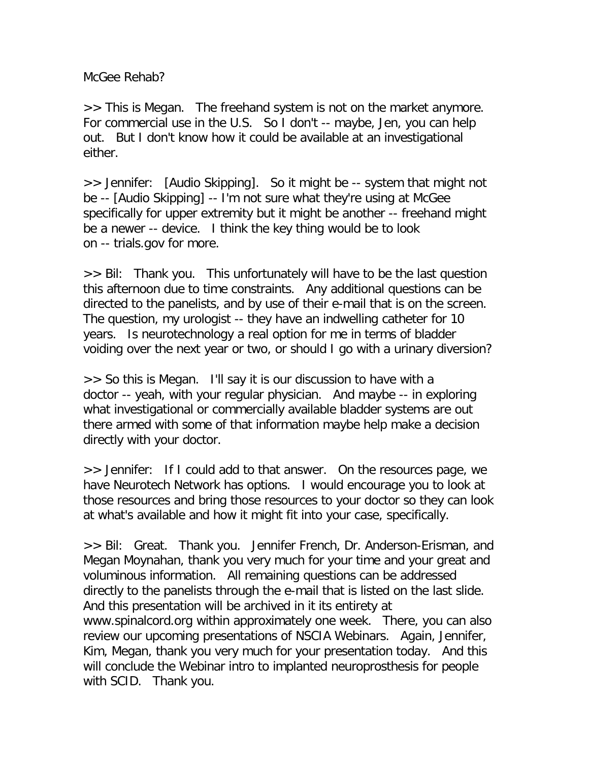McGee Rehab?

>> This is Megan. The freehand system is not on the market anymore. For commercial use in the U.S. So I don't -- maybe, Jen, you can help out. But I don't know how it could be available at an investigational either.

>> Jennifer: [Audio Skipping]. So it might be -- system that might not be -- [Audio Skipping] -- I'm not sure what they're using at McGee specifically for upper extremity but it might be another -- freehand might be a newer -- device. I think the key thing would be to look on -- trials.gov for more.

>> Bil: Thank you. This unfortunately will have to be the last question this afternoon due to time constraints. Any additional questions can be directed to the panelists, and by use of their e-mail that is on the screen. The question, my urologist -- they have an indwelling catheter for 10 years. Is neurotechnology a real option for me in terms of bladder voiding over the next year or two, or should I go with a urinary diversion?

>> So this is Megan. I'll say it is our discussion to have with a doctor -- yeah, with your regular physician. And maybe -- in exploring what investigational or commercially available bladder systems are out there armed with some of that information maybe help make a decision directly with your doctor.

>> Jennifer: If I could add to that answer. On the resources page, we have Neurotech Network has options. I would encourage you to look at those resources and bring those resources to your doctor so they can look at what's available and how it might fit into your case, specifically.

>> Bil: Great. Thank you. Jennifer French, Dr. Anderson-Erisman, and Megan Moynahan, thank you very much for your time and your great and voluminous information. All remaining questions can be addressed directly to the panelists through the e-mail that is listed on the last slide. And this presentation will be archived in it its entirety at www.spinalcord.org within approximately one week. There, you can also review our upcoming presentations of NSCIA Webinars. Again, Jennifer, Kim, Megan, thank you very much for your presentation today. And this will conclude the Webinar intro to implanted neuroprosthesis for people with SCID. Thank you.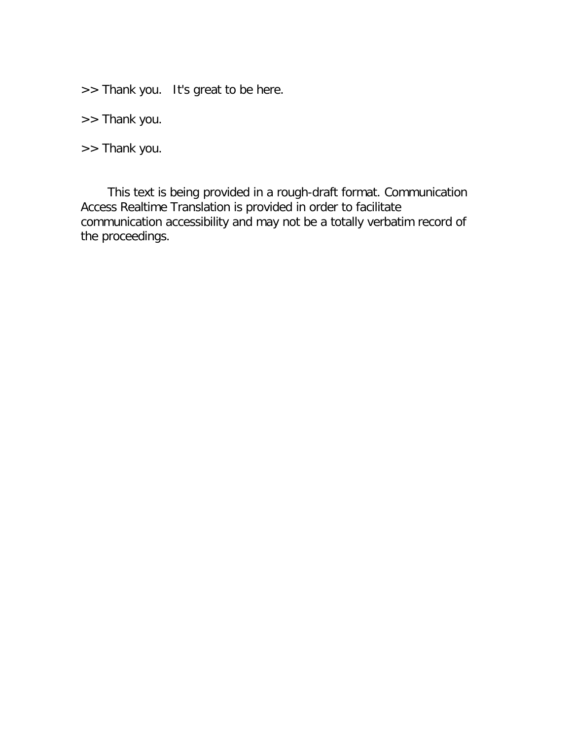>> Thank you. It's great to be here.

>> Thank you.

>> Thank you.

This text is being provided in a rough-draft format. Communication Access Realtime Translation is provided in order to facilitate communication accessibility and may not be a totally verbatim record of the proceedings.